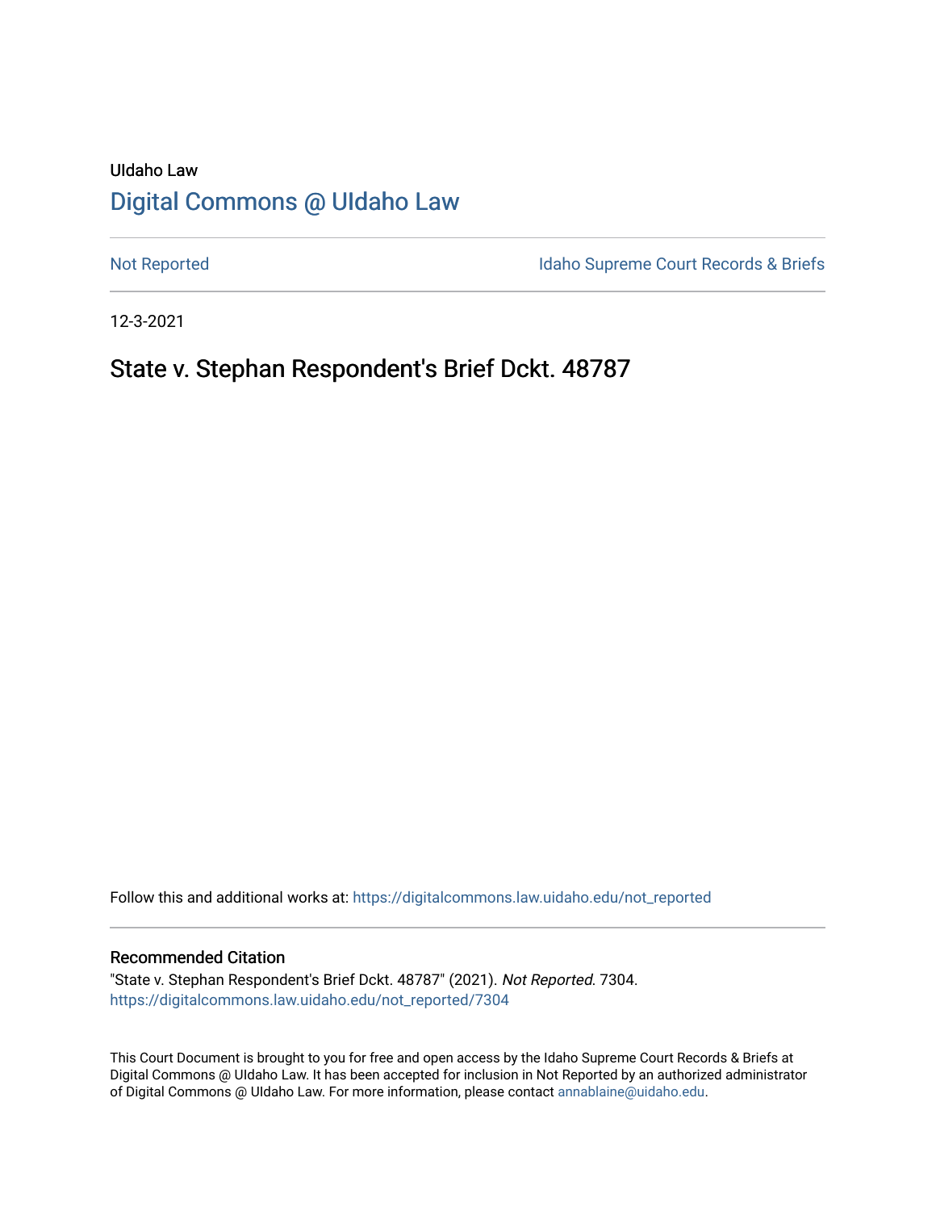UIdaho Law

# Digital Commons @ UIdaho Law

Not Reported

Idaho Supreme Court Records & Briefs

12-3-2021

## State v. Stephan Respondent's Brief Dckt. 48787

Follow this and additional works at: https://digitalcommons.law.uidaho.edu/not_reported

### Recommended Citation

"State v. Stephan Respondent's Brief Dckt. 48787" (2021). *Not Reported*. 7304.
https://digitalcommons.law.uidaho.edu/not_reported/7304

This Court Document is brought to you for free and open access by the Idaho Supreme Court Records & Briefs at Digital Commons @ UIdaho Law. It has been accepted for inclusion in Not Reported by an authorized administrator of Digital Commons @ UIdaho Law. For more information, please contact annablaine@uidaho.edu.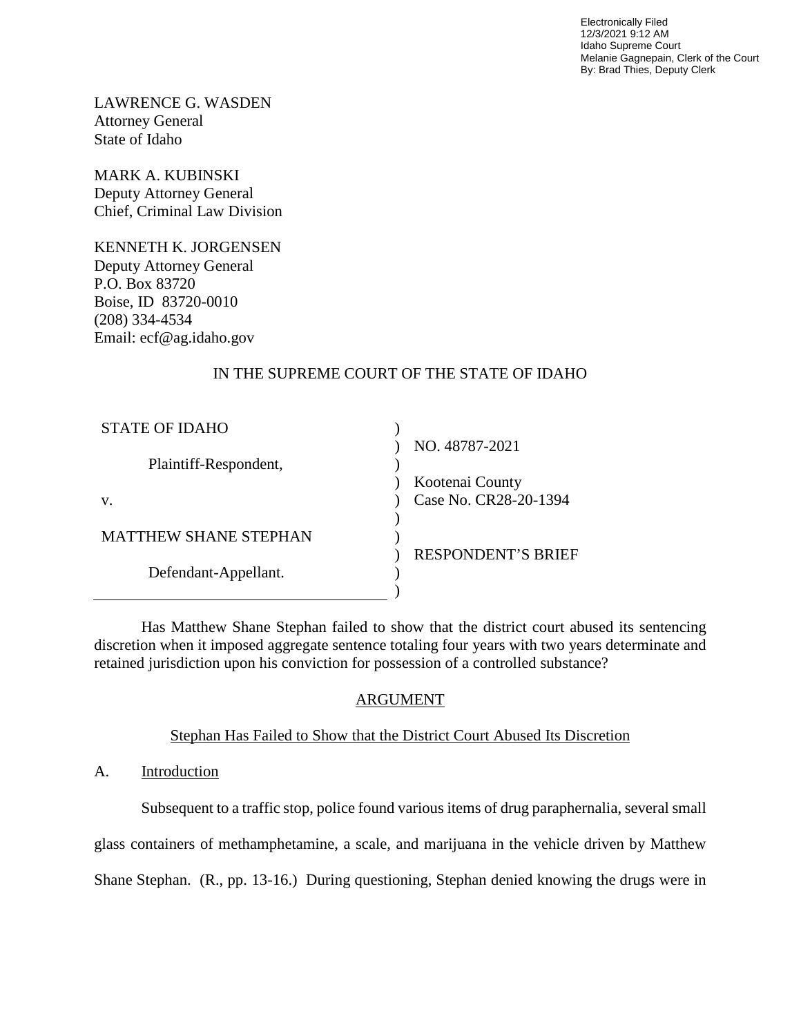Electronically Filed
12/3/2021 9:12 AM
Idaho Supreme Court
Melanie Gagnepain, Clerk of the Court
By: Brad Thies, Deputy Clerk

LAWRENCE G. WASDEN
Attorney General
State of Idaho

MARK A. KUBINSKI
Deputy Attorney General
Chief, Criminal Law Division

KENNETH K. JORGENSEN
Deputy Attorney General
P.O. Box 83720
Boise, ID 83720-0010
(208) 334-4534
Email: ecf@ag.idaho.gov

IN THE SUPREME COURT OF THE STATE OF IDAHO

| | |
|---|---|
| STATE OF IDAHO | ) NO. 48787-2021 |
| Plaintiff-Respondent, | ) |
| v. | ) Kootenai County<br>) Case No. CR28-20-1394 |
| MATTHEW SHANE STEPHAN | ) |
| Defendant-Appellant. | ) RESPONDENT'S BRIEF |

Has Matthew Shane Stephan failed to show that the district court abused its sentencing discretion when it imposed aggregate sentence totaling four years with two years determinate and retained jurisdiction upon his conviction for possession of a controlled substance?

## ARGUMENT

### Stephan Has Failed to Show that the District Court Abused Its Discretion

#### A. Introduction

Subsequent to a traffic stop, police found various items of drug paraphernalia, several small glass containers of methamphetamine, a scale, and marijuana in the vehicle driven by Matthew Shane Stephan. (R., pp. 13-16.) During questioning, Stephan denied knowing the drugs were in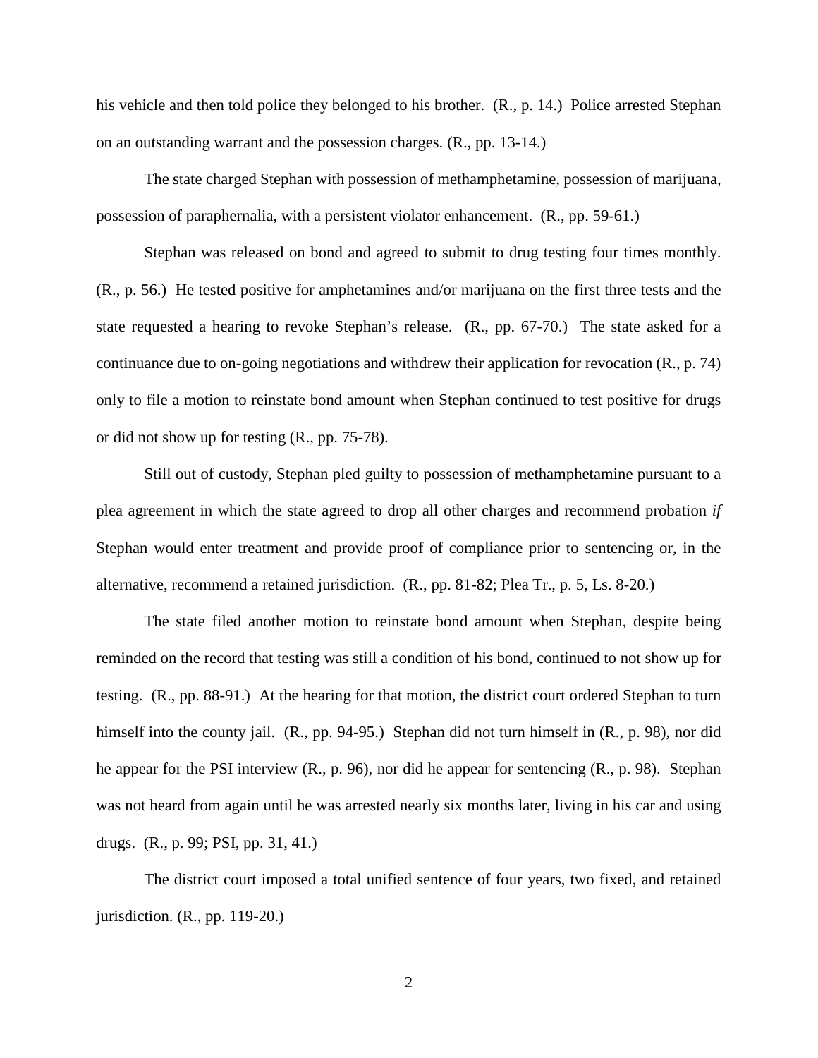his vehicle and then told police they belonged to his brother. (R., p. 14.) Police arrested Stephan on an outstanding warrant and the possession charges. (R., pp. 13-14.)

The state charged Stephan with possession of methamphetamine, possession of marijuana, possession of paraphernalia, with a persistent violator enhancement. (R., pp. 59-61.)

Stephan was released on bond and agreed to submit to drug testing four times monthly. (R., p. 56.) He tested positive for amphetamines and/or marijuana on the first three tests and the state requested a hearing to revoke Stephan's release. (R., pp. 67-70.) The state asked for a continuance due to on-going negotiations and withdrew their application for revocation (R., p. 74) only to file a motion to reinstate bond amount when Stephan continued to test positive for drugs or did not show up for testing (R., pp. 75-78).

Still out of custody, Stephan pled guilty to possession of methamphetamine pursuant to a plea agreement in which the state agreed to drop all other charges and recommend probation *if* Stephan would enter treatment and provide proof of compliance prior to sentencing or, in the alternative, recommend a retained jurisdiction. (R., pp. 81-82; Plea Tr., p. 5, Ls. 8-20.)

The state filed another motion to reinstate bond amount when Stephan, despite being reminded on the record that testing was still a condition of his bond, continued to not show up for testing. (R., pp. 88-91.) At the hearing for that motion, the district court ordered Stephan to turn himself into the county jail. (R., pp. 94-95.) Stephan did not turn himself in (R., p. 98), nor did he appear for the PSI interview (R., p. 96), nor did he appear for sentencing (R., p. 98). Stephan was not heard from again until he was arrested nearly six months later, living in his car and using drugs. (R., p. 99; PSI, pp. 31, 41.)

The district court imposed a total unified sentence of four years, two fixed, and retained jurisdiction. (R., pp. 119-20.)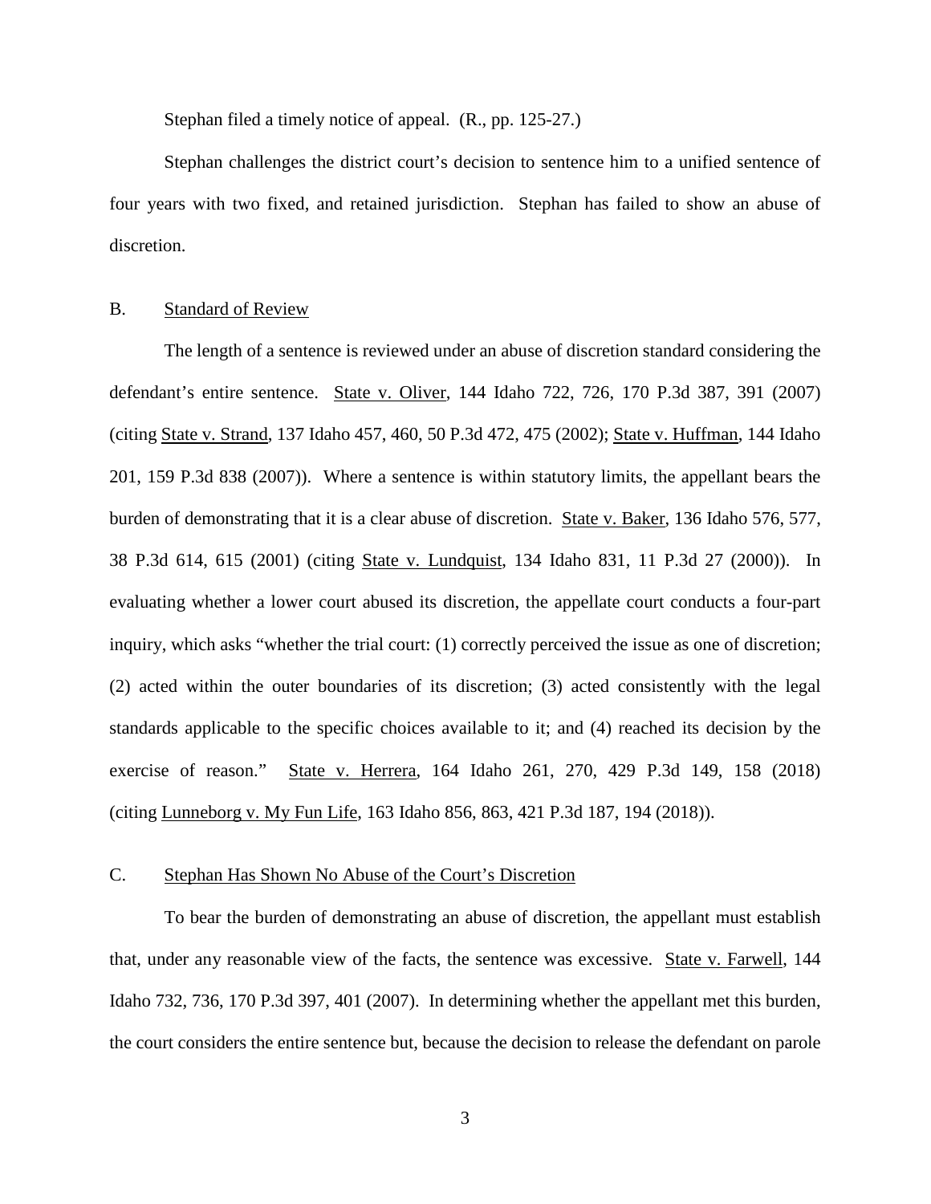Stephan filed a timely notice of appeal. (R., pp. 125-27.)

Stephan challenges the district court's decision to sentence him to a unified sentence of four years with two fixed, and retained jurisdiction. Stephan has failed to show an abuse of discretion.

## B. Standard of Review

The length of a sentence is reviewed under an abuse of discretion standard considering the defendant's entire sentence. State v. Oliver, 144 Idaho 722, 726, 170 P.3d 387, 391 (2007) (citing State v. Strand, 137 Idaho 457, 460, 50 P.3d 472, 475 (2002); State v. Huffman, 144 Idaho 201, 159 P.3d 838 (2007)). Where a sentence is within statutory limits, the appellant bears the burden of demonstrating that it is a clear abuse of discretion. State v. Baker, 136 Idaho 576, 577, 38 P.3d 614, 615 (2001) (citing State v. Lundquist, 134 Idaho 831, 11 P.3d 27 (2000)). In evaluating whether a lower court abused its discretion, the appellate court conducts a four-part inquiry, which asks "whether the trial court: (1) correctly perceived the issue as one of discretion; (2) acted within the outer boundaries of its discretion; (3) acted consistently with the legal standards applicable to the specific choices available to it; and (4) reached its decision by the exercise of reason." State v. Herrera, 164 Idaho 261, 270, 429 P.3d 149, 158 (2018) (citing Lunneborg v. My Fun Life, 163 Idaho 856, 863, 421 P.3d 187, 194 (2018)).

## C. Stephan Has Shown No Abuse of the Court's Discretion

To bear the burden of demonstrating an abuse of discretion, the appellant must establish that, under any reasonable view of the facts, the sentence was excessive. State v. Farwell, 144 Idaho 732, 736, 170 P.3d 397, 401 (2007). In determining whether the appellant met this burden, the court considers the entire sentence but, because the decision to release the defendant on parole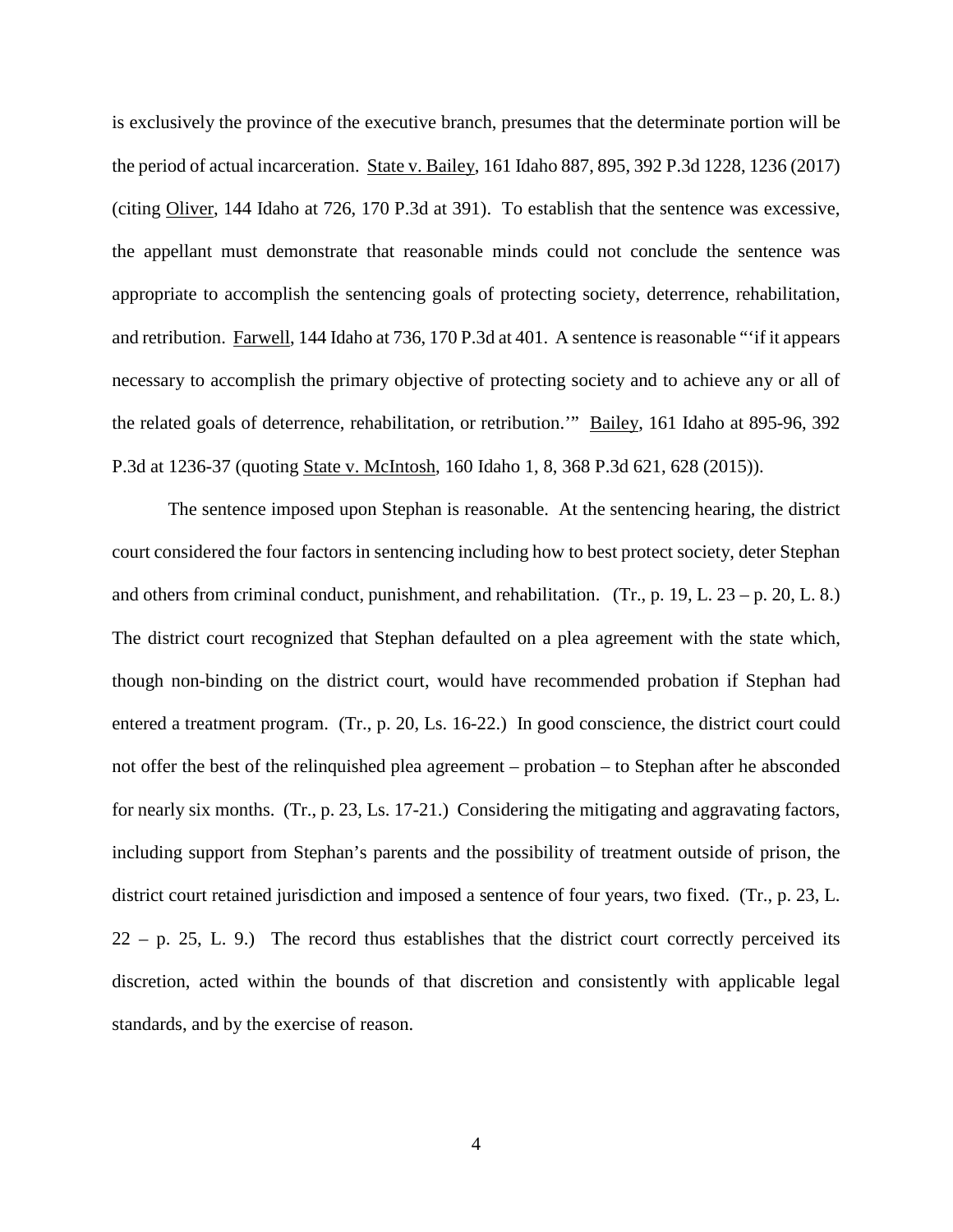is exclusively the province of the executive branch, presumes that the determinate portion will be the period of actual incarceration. State v. Bailey, 161 Idaho 887, 895, 392 P.3d 1228, 1236 (2017) (citing Oliver, 144 Idaho at 726, 170 P.3d at 391). To establish that the sentence was excessive, the appellant must demonstrate that reasonable minds could not conclude the sentence was appropriate to accomplish the sentencing goals of protecting society, deterrence, rehabilitation, and retribution. Farwell, 144 Idaho at 736, 170 P.3d at 401. A sentence is reasonable "'if it appears necessary to accomplish the primary objective of protecting society and to achieve any or all of the related goals of deterrence, rehabilitation, or retribution.'" Bailey, 161 Idaho at 895-96, 392 P.3d at 1236-37 (quoting State v. McIntosh, 160 Idaho 1, 8, 368 P.3d 621, 628 (2015)).

The sentence imposed upon Stephan is reasonable. At the sentencing hearing, the district court considered the four factors in sentencing including how to best protect society, deter Stephan and others from criminal conduct, punishment, and rehabilitation. (Tr., p. 19, L. 23 – p. 20, L. 8.) The district court recognized that Stephan defaulted on a plea agreement with the state which, though non-binding on the district court, would have recommended probation if Stephan had entered a treatment program. (Tr., p. 20, Ls. 16-22.) In good conscience, the district court could not offer the best of the relinquished plea agreement – probation – to Stephan after he absconded for nearly six months. (Tr., p. 23, Ls. 17-21.) Considering the mitigating and aggravating factors, including support from Stephan's parents and the possibility of treatment outside of prison, the district court retained jurisdiction and imposed a sentence of four years, two fixed. (Tr., p. 23, L. 22 – p. 25, L. 9.) The record thus establishes that the district court correctly perceived its discretion, acted within the bounds of that discretion and consistently with applicable legal standards, and by the exercise of reason.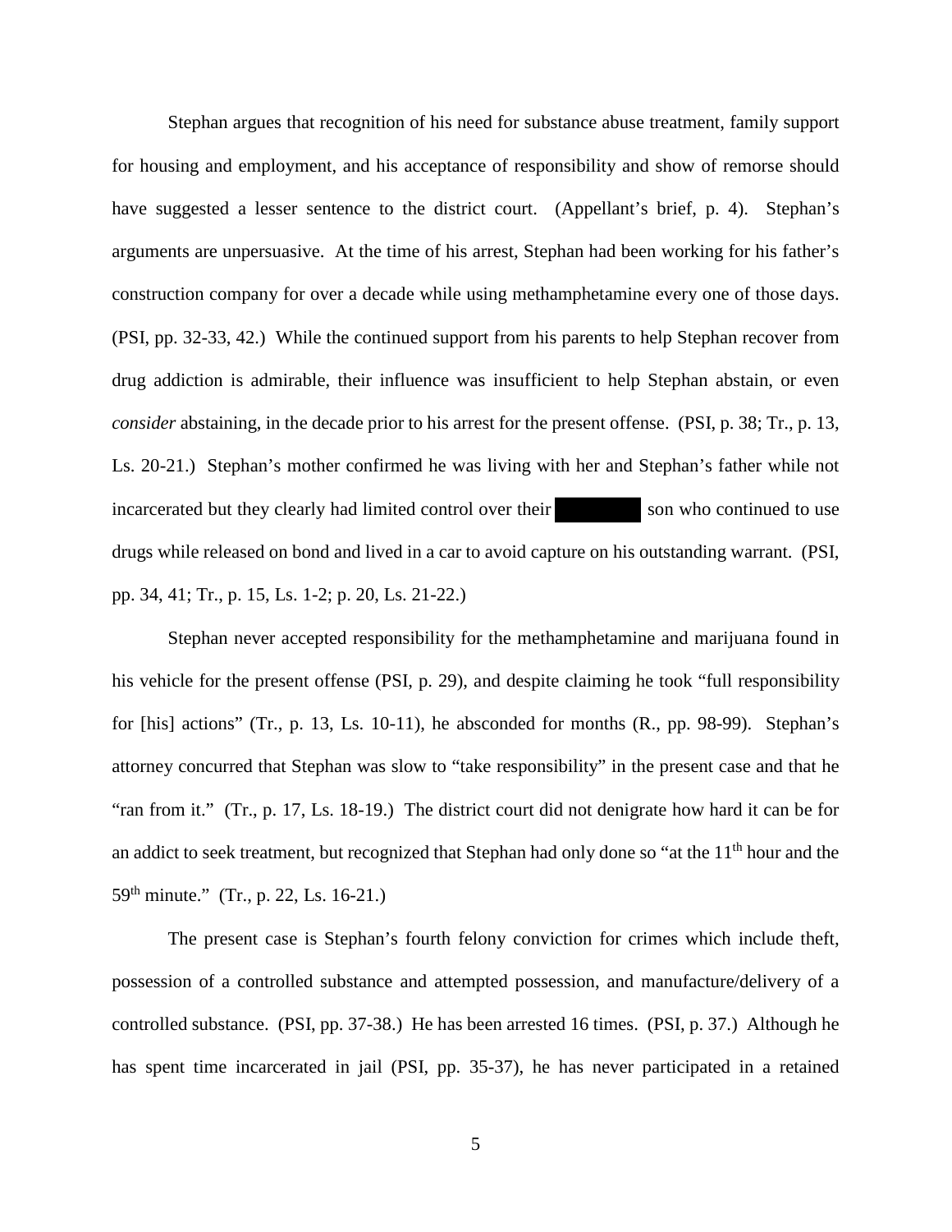Stephan argues that recognition of his need for substance abuse treatment, family support for housing and employment, and his acceptance of responsibility and show of remorse should have suggested a lesser sentence to the district court. (Appellant's brief, p. 4). Stephan's arguments are unpersuasive. At the time of his arrest, Stephan had been working for his father's construction company for over a decade while using methamphetamine every one of those days. (PSI, pp. 32-33, 42.) While the continued support from his parents to help Stephan recover from drug addiction is admirable, their influence was insufficient to help Stephan abstain, or even *consider* abstaining, in the decade prior to his arrest for the present offense. (PSI, p. 38; Tr., p. 13, Ls. 20-21.) Stephan's mother confirmed he was living with her and Stephan's father while not incarcerated but they clearly had limited control over their [REDACTED] son who continued to use drugs while released on bond and lived in a car to avoid capture on his outstanding warrant. (PSI, pp. 34, 41; Tr., p. 15, Ls. 1-2; p. 20, Ls. 21-22.)

Stephan never accepted responsibility for the methamphetamine and marijuana found in his vehicle for the present offense (PSI, p. 29), and despite claiming he took "full responsibility for [his] actions" (Tr., p. 13, Ls. 10-11), he absconded for months (R., pp. 98-99). Stephan's attorney concurred that Stephan was slow to "take responsibility" in the present case and that he "ran from it." (Tr., p. 17, Ls. 18-19.) The district court did not denigrate how hard it can be for an addict to seek treatment, but recognized that Stephan had only done so "at the 11th hour and the 59th minute." (Tr., p. 22, Ls. 16-21.)

The present case is Stephan's fourth felony conviction for crimes which include theft, possession of a controlled substance and attempted possession, and manufacture/delivery of a controlled substance. (PSI, pp. 37-38.) He has been arrested 16 times. (PSI, p. 37.) Although he has spent time incarcerated in jail (PSI, pp. 35-37), he has never participated in a retained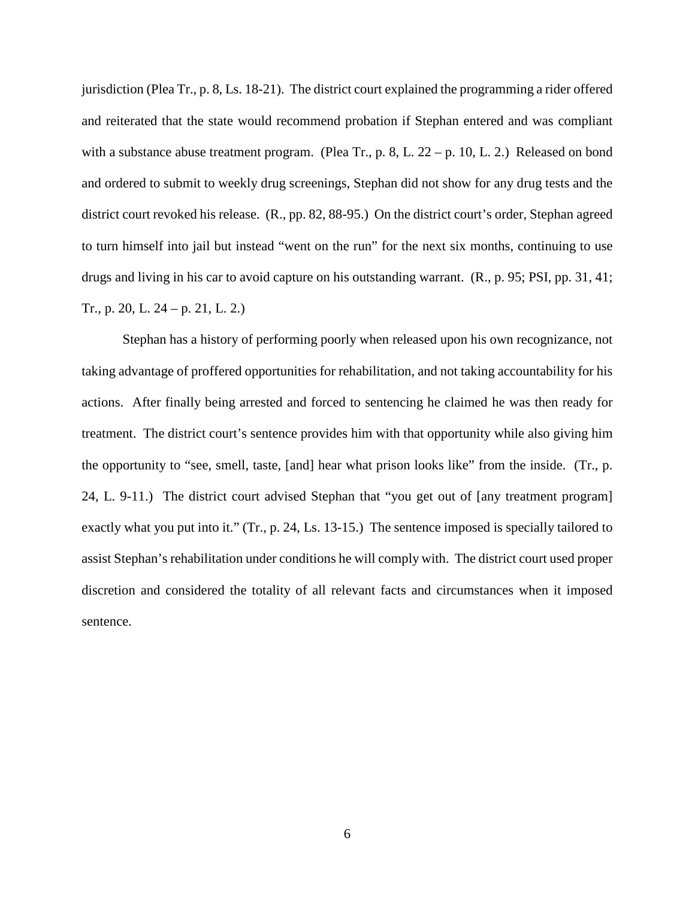jurisdiction (Plea Tr., p. 8, Ls. 18-21). The district court explained the programming a rider offered and reiterated that the state would recommend probation if Stephan entered and was compliant with a substance abuse treatment program. (Plea Tr., p. 8, L. 22 – p. 10, L. 2.) Released on bond and ordered to submit to weekly drug screenings, Stephan did not show for any drug tests and the district court revoked his release. (R., pp. 82, 88-95.) On the district court's order, Stephan agreed to turn himself into jail but instead "went on the run" for the next six months, continuing to use drugs and living in his car to avoid capture on his outstanding warrant. (R., p. 95; PSI, pp. 31, 41; Tr., p. 20, L. 24 – p. 21, L. 2.)

Stephan has a history of performing poorly when released upon his own recognizance, not taking advantage of proffered opportunities for rehabilitation, and not taking accountability for his actions. After finally being arrested and forced to sentencing he claimed he was then ready for treatment. The district court's sentence provides him with that opportunity while also giving him the opportunity to "see, smell, taste, [and] hear what prison looks like" from the inside. (Tr., p. 24, L. 9-11.) The district court advised Stephan that "you get out of [any treatment program] exactly what you put into it." (Tr., p. 24, Ls. 13-15.) The sentence imposed is specially tailored to assist Stephan's rehabilitation under conditions he will comply with. The district court used proper discretion and considered the totality of all relevant facts and circumstances when it imposed sentence.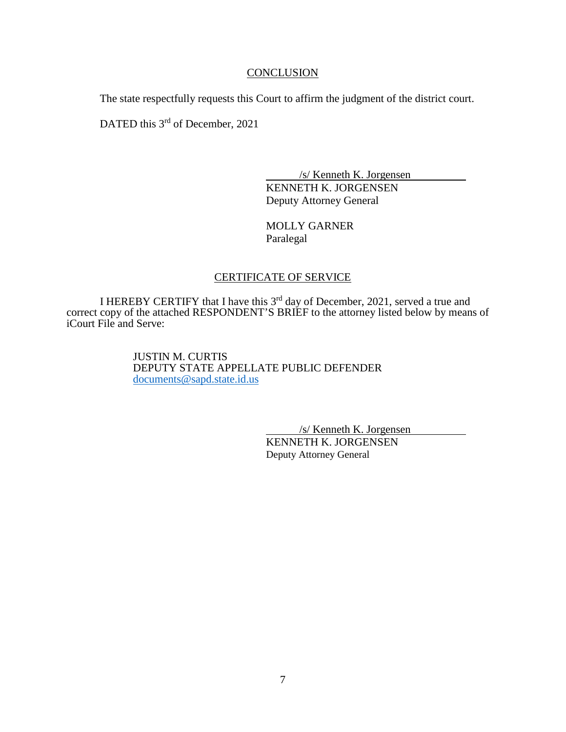## CONCLUSION

The state respectfully requests this Court to affirm the judgment of the district court.

DATED this 3rd of December, 2021

/s/ Kenneth K. Jorgensen
KENNETH K. JORGENSEN
Deputy Attorney General

MOLLY GARNER
Paralegal

## CERTIFICATE OF SERVICE

I HEREBY CERTIFY that I have this 3rd day of December, 2021, served a true and correct copy of the attached RESPONDENT'S BRIEF to the attorney listed below by means of iCourt File and Serve:

JUSTIN M. CURTIS
DEPUTY STATE APPELLATE PUBLIC DEFENDER
documents@sapd.state.id.us

/s/ Kenneth K. Jorgensen
KENNETH K. JORGENSEN
Deputy Attorney General